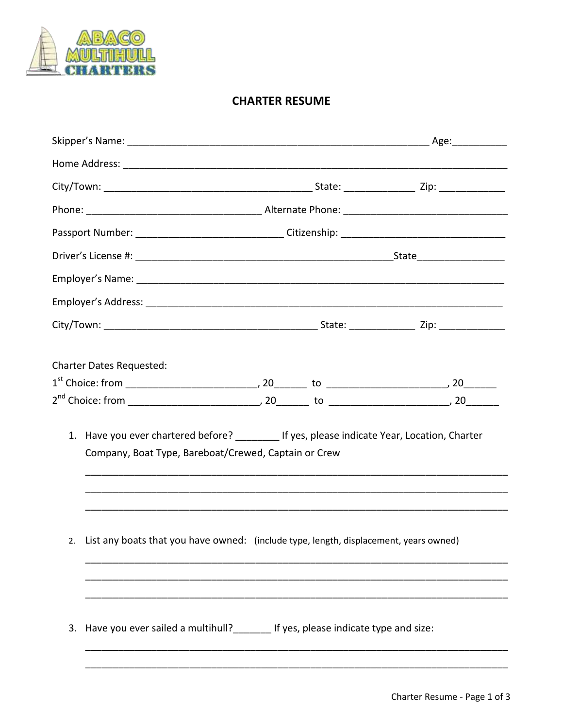ABACO MULTIHULL CHARTERS

# CHARTER RESUME

Skipper's Name: _______________________________________________________ Age:_________

Home Address: _________________________________________________________________

City/Town: _____________________________________ State: ____________ Zip: ___________

Phone: _______________________________ Alternate Phone: _____________________________

Passport Number: __________________________ Citizenship: _____________________________

Driver's License #: ______________________________________________State_______________

Employer's Name: ______________________________________________________________

Employer's Address: ____________________________________________________________

City/Town: ______________________________________ State: ___________ Zip: ___________

Charter Dates Requested:

1st Choice: from _______________________, 20_____ to ____________________, 20_____

2nd Choice: from _______________________, 20_____ to ____________________, 20_____

1. Have you ever chartered before? ________ If yes, please indicate Year, Location, Charter Company, Boat Type, Bareboat/Crewed, Captain or Crew

   ___________________________________________________________________________

   ___________________________________________________________________________

   ___________________________________________________________________________

2. List any boats that you have owned: (include type, length, displacement, years owned)

   ___________________________________________________________________________

   ___________________________________________________________________________

   ___________________________________________________________________________

3. Have you ever sailed a multihull?_______ If yes, please indicate type and size:

   ___________________________________________________________________________

   ___________________________________________________________________________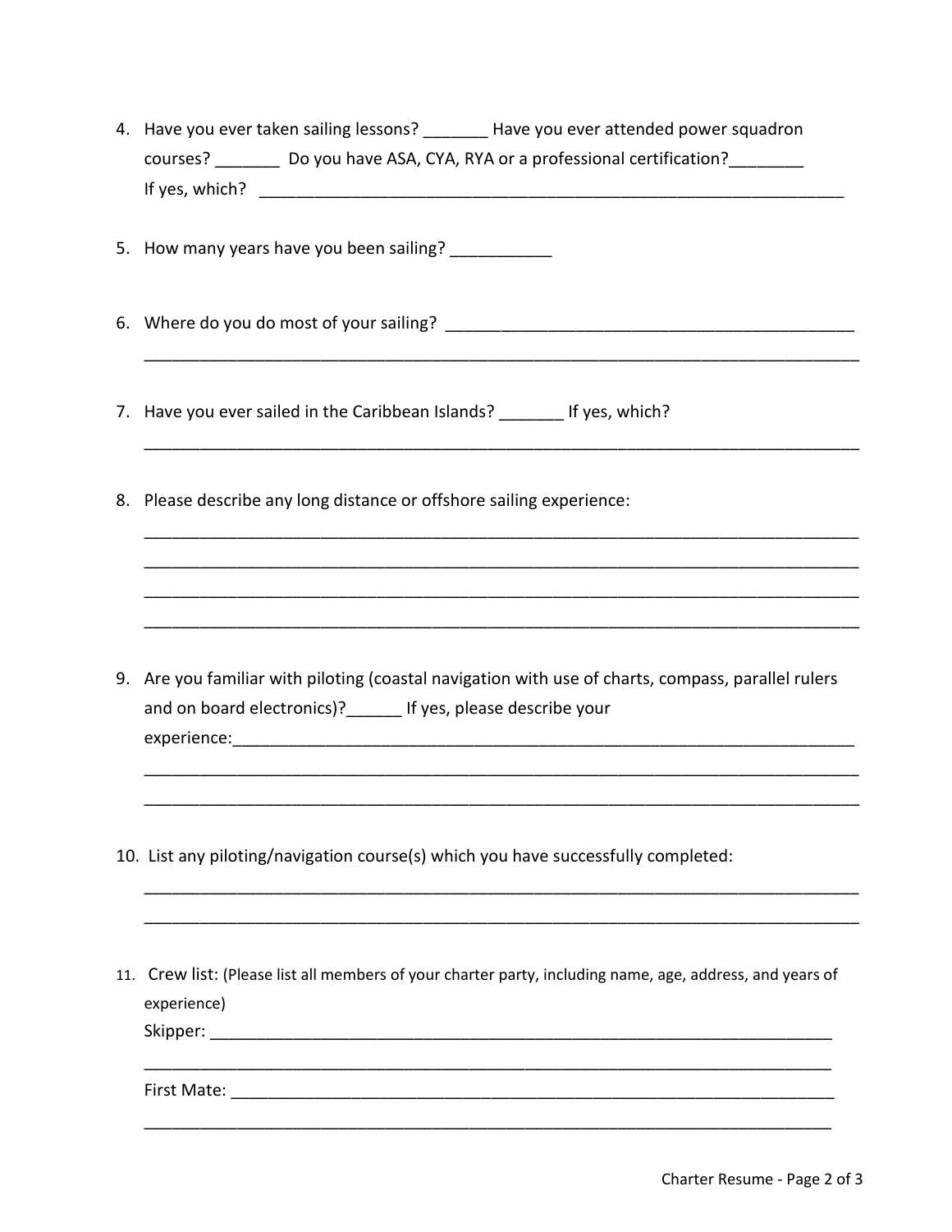4. Have you ever taken sailing lessons? _______ Have you ever attended power squadron courses? _______ Do you have ASA, CYA, RYA or a professional certification?________ If yes, which? _________________________________________________________________

5. How many years have you been sailing? ___________

6. Where do you do most of your sailing? _____________________________________________
_______________________________________________________________________________

7. Have you ever sailed in the Caribbean Islands? _______ If yes, which?
_______________________________________________________________________________

8. Please describe any long distance or offshore sailing experience:
_______________________________________________________________________________
_______________________________________________________________________________
_______________________________________________________________________________
_______________________________________________________________________________

9. Are you familiar with piloting (coastal navigation with use of charts, compass, parallel rulers and on board electronics)?______ If yes, please describe your experience:_______________________________________________________________________
_______________________________________________________________________________
_______________________________________________________________________________

10. List any piloting/navigation course(s) which you have successfully completed:
_______________________________________________________________________________
_______________________________________________________________________________

11. Crew list: (Please list all members of your charter party, including name, age, address, and years of experience)
Skipper: _____________________________________________________________________
_______________________________________________________________________________
First Mate: ___________________________________________________________________
_______________________________________________________________________________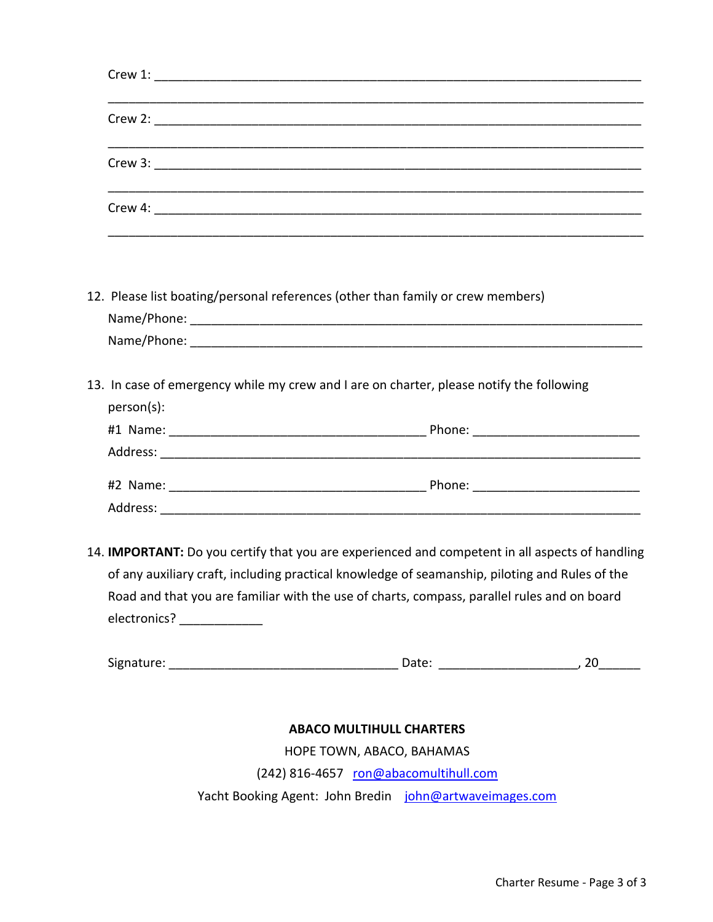Crew 1: ______________________________________________________________________

__________________________________________________________________________

Crew 2: ______________________________________________________________________

__________________________________________________________________________

Crew 3: ______________________________________________________________________

__________________________________________________________________________

Crew 4: ______________________________________________________________________

__________________________________________________________________________

12. Please list boating/personal references (other than family or crew members)

    Name/Phone: __________________________________________________________________

    Name/Phone: __________________________________________________________________

13. In case of emergency while my crew and I are on charter, please notify the following person(s):

    #1 Name: _____________________________________ Phone: ________________________

    Address: ______________________________________________________________________

    #2 Name: _____________________________________ Phone: ________________________

    Address: ______________________________________________________________________

14. **IMPORTANT:** Do you certify that you are experienced and competent in all aspects of handling of any auxiliary craft, including practical knowledge of seamanship, piloting and Rules of the Road and that you are familiar with the use of charts, compass, parallel rules and on board electronics? ____________

Signature: _________________________________ Date: ___________________, 20______

**ABACO MULTIHULL CHARTERS**

HOPE TOWN, ABACO, BAHAMAS

(242) 816-4657 ron@abacomultihull.com

Yacht Booking Agent: John Bredin john@artwaveimages.com